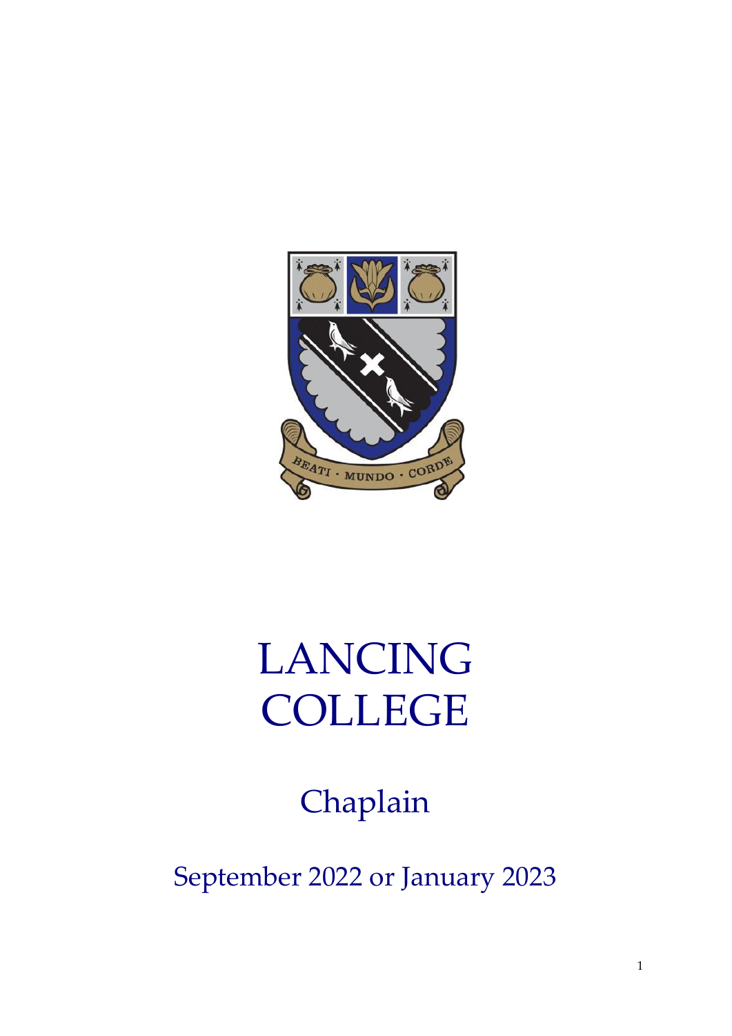# LANCING COLLEGE

## Chaplain

### September 2022 or January 2023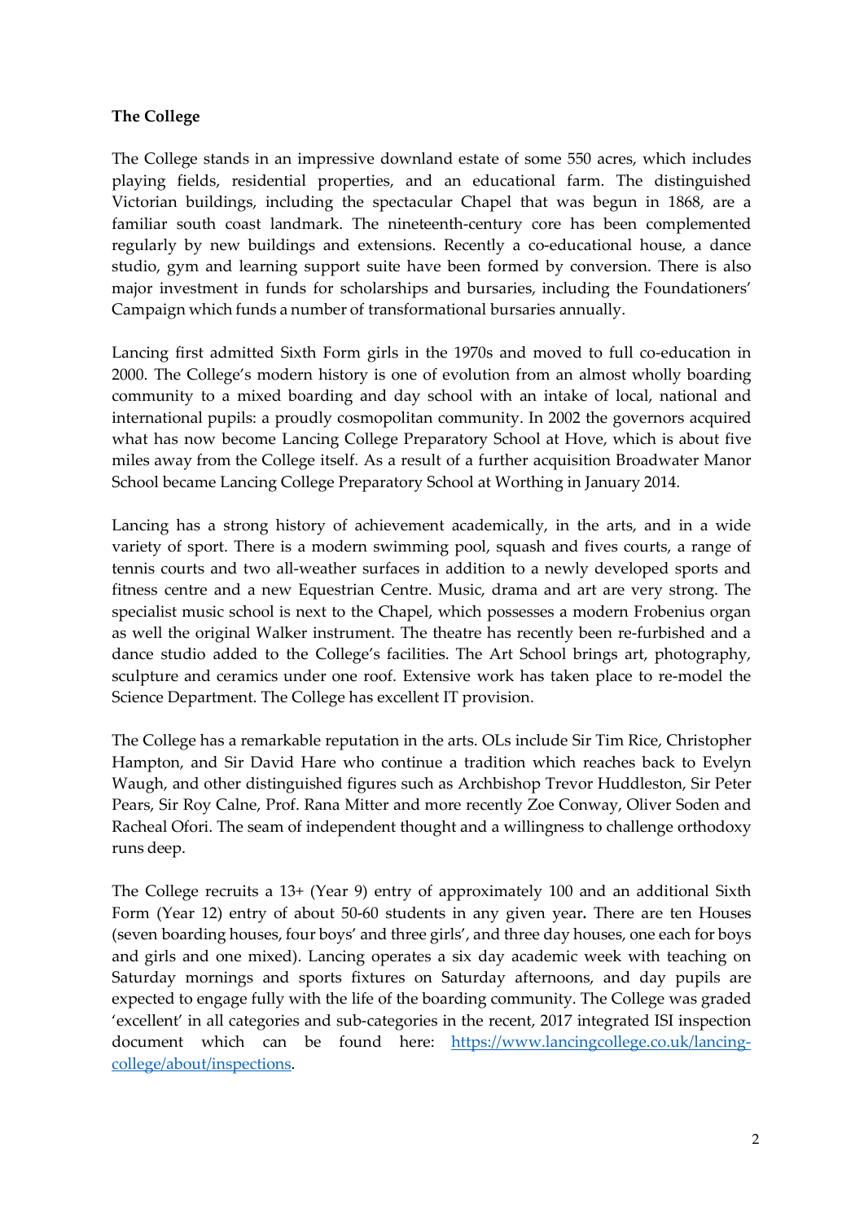**The College**

The College stands in an impressive downland estate of some 550 acres, which includes playing fields, residential properties, and an educational farm. The distinguished Victorian buildings, including the spectacular Chapel that was begun in 1868, are a familiar south coast landmark. The nineteenth-century core has been complemented regularly by new buildings and extensions. Recently a co-educational house, a dance studio, gym and learning support suite have been formed by conversion. There is also major investment in funds for scholarships and bursaries, including the Foundationers' Campaign which funds a number of transformational bursaries annually.

Lancing first admitted Sixth Form girls in the 1970s and moved to full co-education in 2000. The College's modern history is one of evolution from an almost wholly boarding community to a mixed boarding and day school with an intake of local, national and international pupils: a proudly cosmopolitan community. In 2002 the governors acquired what has now become Lancing College Preparatory School at Hove, which is about five miles away from the College itself. As a result of a further acquisition Broadwater Manor School became Lancing College Preparatory School at Worthing in January 2014.

Lancing has a strong history of achievement academically, in the arts, and in a wide variety of sport. There is a modern swimming pool, squash and fives courts, a range of tennis courts and two all-weather surfaces in addition to a newly developed sports and fitness centre and a new Equestrian Centre. Music, drama and art are very strong. The specialist music school is next to the Chapel, which possesses a modern Frobenius organ as well the original Walker instrument. The theatre has recently been re-furbished and a dance studio added to the College's facilities. The Art School brings art, photography, sculpture and ceramics under one roof. Extensive work has taken place to re-model the Science Department. The College has excellent IT provision.

The College has a remarkable reputation in the arts. OLs include Sir Tim Rice, Christopher Hampton, and Sir David Hare who continue a tradition which reaches back to Evelyn Waugh, and other distinguished figures such as Archbishop Trevor Huddleston, Sir Peter Pears, Sir Roy Calne, Prof. Rana Mitter and more recently Zoe Conway, Oliver Soden and Racheal Ofori. The seam of independent thought and a willingness to challenge orthodoxy runs deep.

The College recruits a 13+ (Year 9) entry of approximately 100 and an additional Sixth Form (Year 12) entry of about 50-60 students in any given year**.** There are ten Houses (seven boarding houses, four boys' and three girls', and three day houses, one each for boys and girls and one mixed). Lancing operates a six day academic week with teaching on Saturday mornings and sports fixtures on Saturday afternoons, and day pupils are expected to engage fully with the life of the boarding community. The College was graded 'excellent' in all categories and sub-categories in the recent, 2017 integrated ISI inspection document which can be found here: [https://www.lancingcollege.co.uk/lancing-college/about/inspections](https://www.lancingcollege.co.uk/lancing-college/about/inspections).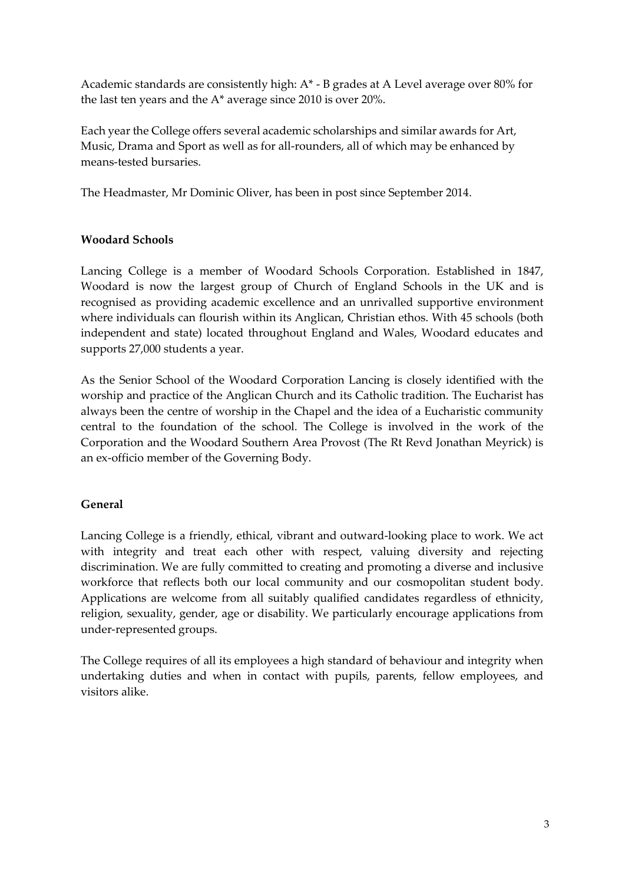Academic standards are consistently high: A* - B grades at A Level average over 80% for the last ten years and the A* average since 2010 is over 20%.

Each year the College offers several academic scholarships and similar awards for Art, Music, Drama and Sport as well as for all-rounders, all of which may be enhanced by means-tested bursaries.

The Headmaster, Mr Dominic Oliver, has been in post since September 2014.

**Woodard Schools**

Lancing College is a member of Woodard Schools Corporation. Established in 1847, Woodard is now the largest group of Church of England Schools in the UK and is recognised as providing academic excellence and an unrivalled supportive environment where individuals can flourish within its Anglican, Christian ethos. With 45 schools (both independent and state) located throughout England and Wales, Woodard educates and supports 27,000 students a year.

As the Senior School of the Woodard Corporation Lancing is closely identified with the worship and practice of the Anglican Church and its Catholic tradition. The Eucharist has always been the centre of worship in the Chapel and the idea of a Eucharistic community central to the foundation of the school. The College is involved in the work of the Corporation and the Woodard Southern Area Provost (The Rt Revd Jonathan Meyrick) is an ex-officio member of the Governing Body.

**General**

Lancing College is a friendly, ethical, vibrant and outward-looking place to work. We act with integrity and treat each other with respect, valuing diversity and rejecting discrimination. We are fully committed to creating and promoting a diverse and inclusive workforce that reflects both our local community and our cosmopolitan student body. Applications are welcome from all suitably qualified candidates regardless of ethnicity, religion, sexuality, gender, age or disability. We particularly encourage applications from under-represented groups.

The College requires of all its employees a high standard of behaviour and integrity when undertaking duties and when in contact with pupils, parents, fellow employees, and visitors alike.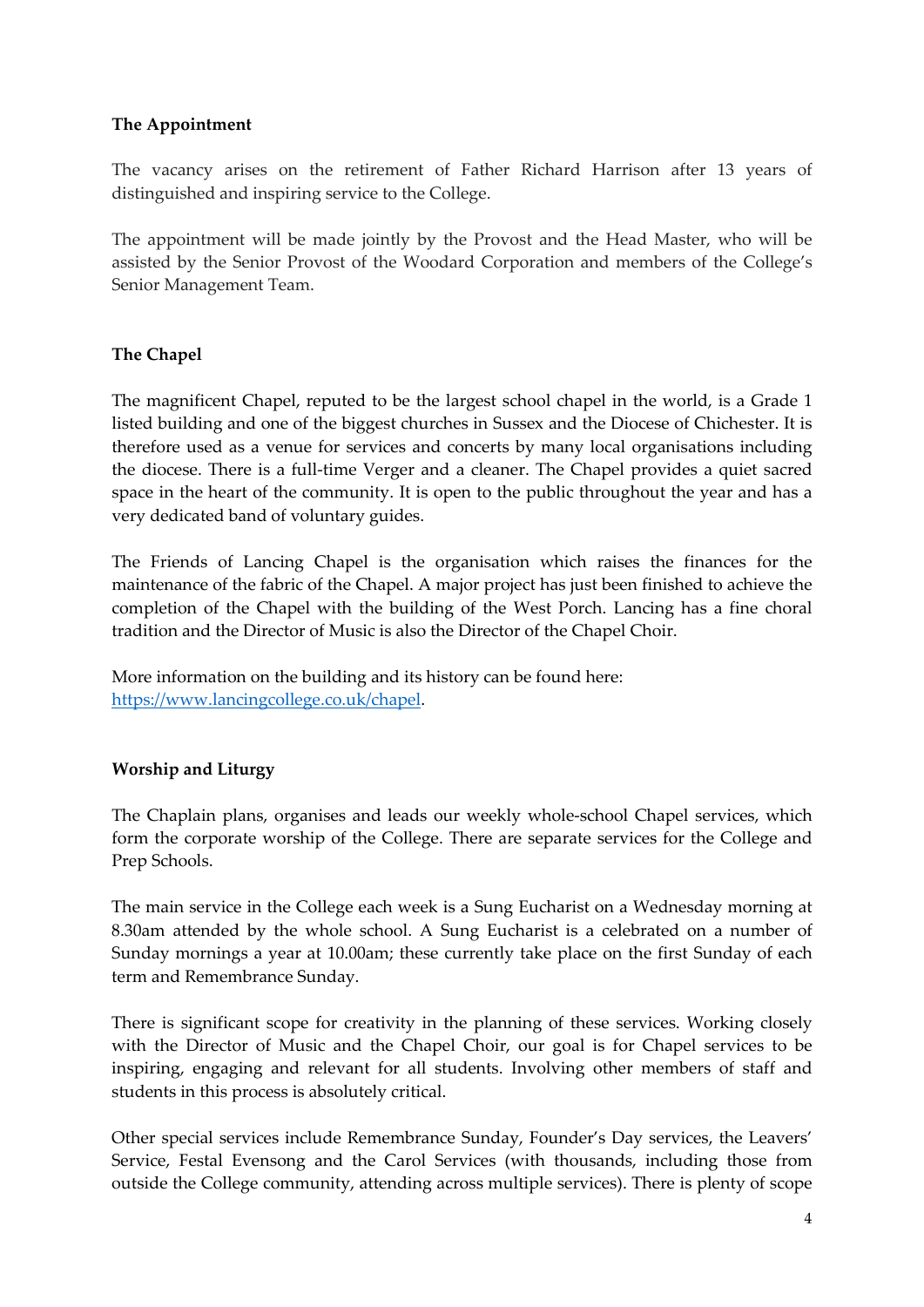**The Appointment**

The vacancy arises on the retirement of Father Richard Harrison after 13 years of distinguished and inspiring service to the College.

The appointment will be made jointly by the Provost and the Head Master, who will be assisted by the Senior Provost of the Woodard Corporation and members of the College's Senior Management Team.

**The Chapel**

The magnificent Chapel, reputed to be the largest school chapel in the world, is a Grade 1 listed building and one of the biggest churches in Sussex and the Diocese of Chichester. It is therefore used as a venue for services and concerts by many local organisations including the diocese. There is a full-time Verger and a cleaner. The Chapel provides a quiet sacred space in the heart of the community. It is open to the public throughout the year and has a very dedicated band of voluntary guides.

The Friends of Lancing Chapel is the organisation which raises the finances for the maintenance of the fabric of the Chapel. A major project has just been finished to achieve the completion of the Chapel with the building of the West Porch. Lancing has a fine choral tradition and the Director of Music is also the Director of the Chapel Choir.

More information on the building and its history can be found here: [https://www.lancingcollege.co.uk/chapel](https://www.lancingcollege.co.uk/chapel).

**Worship and Liturgy**

The Chaplain plans, organises and leads our weekly whole-school Chapel services, which form the corporate worship of the College. There are separate services for the College and Prep Schools.

The main service in the College each week is a Sung Eucharist on a Wednesday morning at 8.30am attended by the whole school. A Sung Eucharist is a celebrated on a number of Sunday mornings a year at 10.00am; these currently take place on the first Sunday of each term and Remembrance Sunday.

There is significant scope for creativity in the planning of these services. Working closely with the Director of Music and the Chapel Choir, our goal is for Chapel services to be inspiring, engaging and relevant for all students. Involving other members of staff and students in this process is absolutely critical.

Other special services include Remembrance Sunday, Founder's Day services, the Leavers' Service, Festal Evensong and the Carol Services (with thousands, including those from outside the College community, attending across multiple services). There is plenty of scope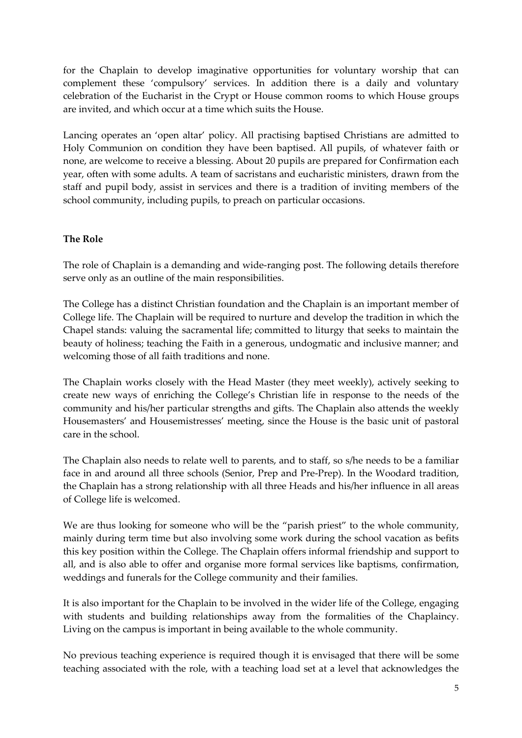for the Chaplain to develop imaginative opportunities for voluntary worship that can complement these 'compulsory' services. In addition there is a daily and voluntary celebration of the Eucharist in the Crypt or House common rooms to which House groups are invited, and which occur at a time which suits the House.

Lancing operates an 'open altar' policy. All practising baptised Christians are admitted to Holy Communion on condition they have been baptised. All pupils, of whatever faith or none, are welcome to receive a blessing. About 20 pupils are prepared for Confirmation each year, often with some adults. A team of sacristans and eucharistic ministers, drawn from the staff and pupil body, assist in services and there is a tradition of inviting members of the school community, including pupils, to preach on particular occasions.

**The Role**

The role of Chaplain is a demanding and wide-ranging post. The following details therefore serve only as an outline of the main responsibilities.

The College has a distinct Christian foundation and the Chaplain is an important member of College life. The Chaplain will be required to nurture and develop the tradition in which the Chapel stands: valuing the sacramental life; committed to liturgy that seeks to maintain the beauty of holiness; teaching the Faith in a generous, undogmatic and inclusive manner; and welcoming those of all faith traditions and none.

The Chaplain works closely with the Head Master (they meet weekly), actively seeking to create new ways of enriching the College's Christian life in response to the needs of the community and his/her particular strengths and gifts. The Chaplain also attends the weekly Housemasters' and Housemistresses' meeting, since the House is the basic unit of pastoral care in the school.

The Chaplain also needs to relate well to parents, and to staff, so s/he needs to be a familiar face in and around all three schools (Senior, Prep and Pre-Prep). In the Woodard tradition, the Chaplain has a strong relationship with all three Heads and his/her influence in all areas of College life is welcomed.

We are thus looking for someone who will be the "parish priest" to the whole community, mainly during term time but also involving some work during the school vacation as befits this key position within the College. The Chaplain offers informal friendship and support to all, and is also able to offer and organise more formal services like baptisms, confirmation, weddings and funerals for the College community and their families.

It is also important for the Chaplain to be involved in the wider life of the College, engaging with students and building relationships away from the formalities of the Chaplaincy. Living on the campus is important in being available to the whole community.

No previous teaching experience is required though it is envisaged that there will be some teaching associated with the role, with a teaching load set at a level that acknowledges the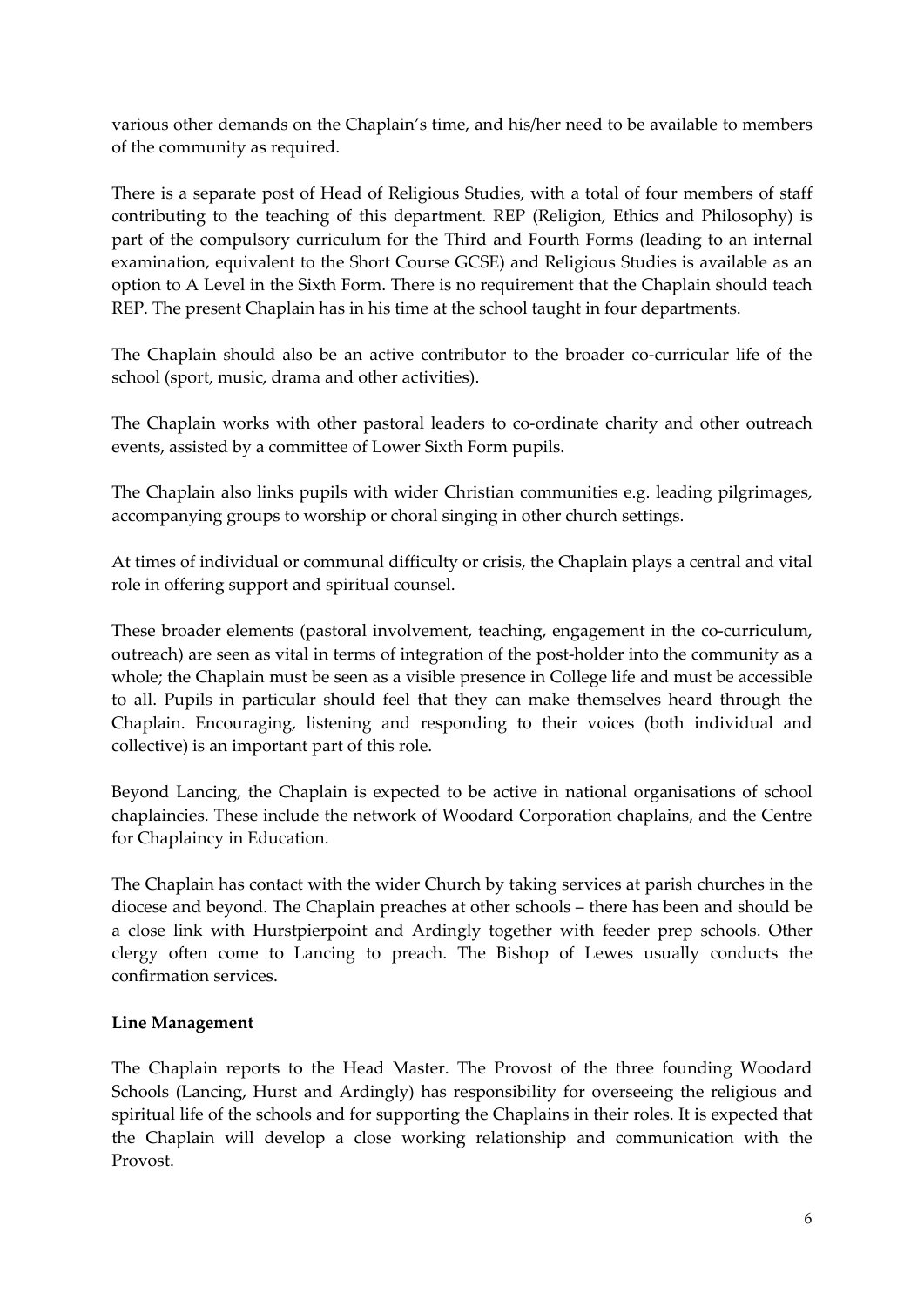various other demands on the Chaplain's time, and his/her need to be available to members of the community as required.

There is a separate post of Head of Religious Studies, with a total of four members of staff contributing to the teaching of this department. REP (Religion, Ethics and Philosophy) is part of the compulsory curriculum for the Third and Fourth Forms (leading to an internal examination, equivalent to the Short Course GCSE) and Religious Studies is available as an option to A Level in the Sixth Form. There is no requirement that the Chaplain should teach REP. The present Chaplain has in his time at the school taught in four departments.

The Chaplain should also be an active contributor to the broader co-curricular life of the school (sport, music, drama and other activities).

The Chaplain works with other pastoral leaders to co-ordinate charity and other outreach events, assisted by a committee of Lower Sixth Form pupils.

The Chaplain also links pupils with wider Christian communities e.g. leading pilgrimages, accompanying groups to worship or choral singing in other church settings.

At times of individual or communal difficulty or crisis, the Chaplain plays a central and vital role in offering support and spiritual counsel.

These broader elements (pastoral involvement, teaching, engagement in the co-curriculum, outreach) are seen as vital in terms of integration of the post-holder into the community as a whole; the Chaplain must be seen as a visible presence in College life and must be accessible to all. Pupils in particular should feel that they can make themselves heard through the Chaplain. Encouraging, listening and responding to their voices (both individual and collective) is an important part of this role.

Beyond Lancing, the Chaplain is expected to be active in national organisations of school chaplaincies. These include the network of Woodard Corporation chaplains, and the Centre for Chaplaincy in Education.

The Chaplain has contact with the wider Church by taking services at parish churches in the diocese and beyond. The Chaplain preaches at other schools – there has been and should be a close link with Hurstpierpoint and Ardingly together with feeder prep schools. Other clergy often come to Lancing to preach. The Bishop of Lewes usually conducts the confirmation services.

**Line Management**

The Chaplain reports to the Head Master. The Provost of the three founding Woodard Schools (Lancing, Hurst and Ardingly) has responsibility for overseeing the religious and spiritual life of the schools and for supporting the Chaplains in their roles. It is expected that the Chaplain will develop a close working relationship and communication with the Provost.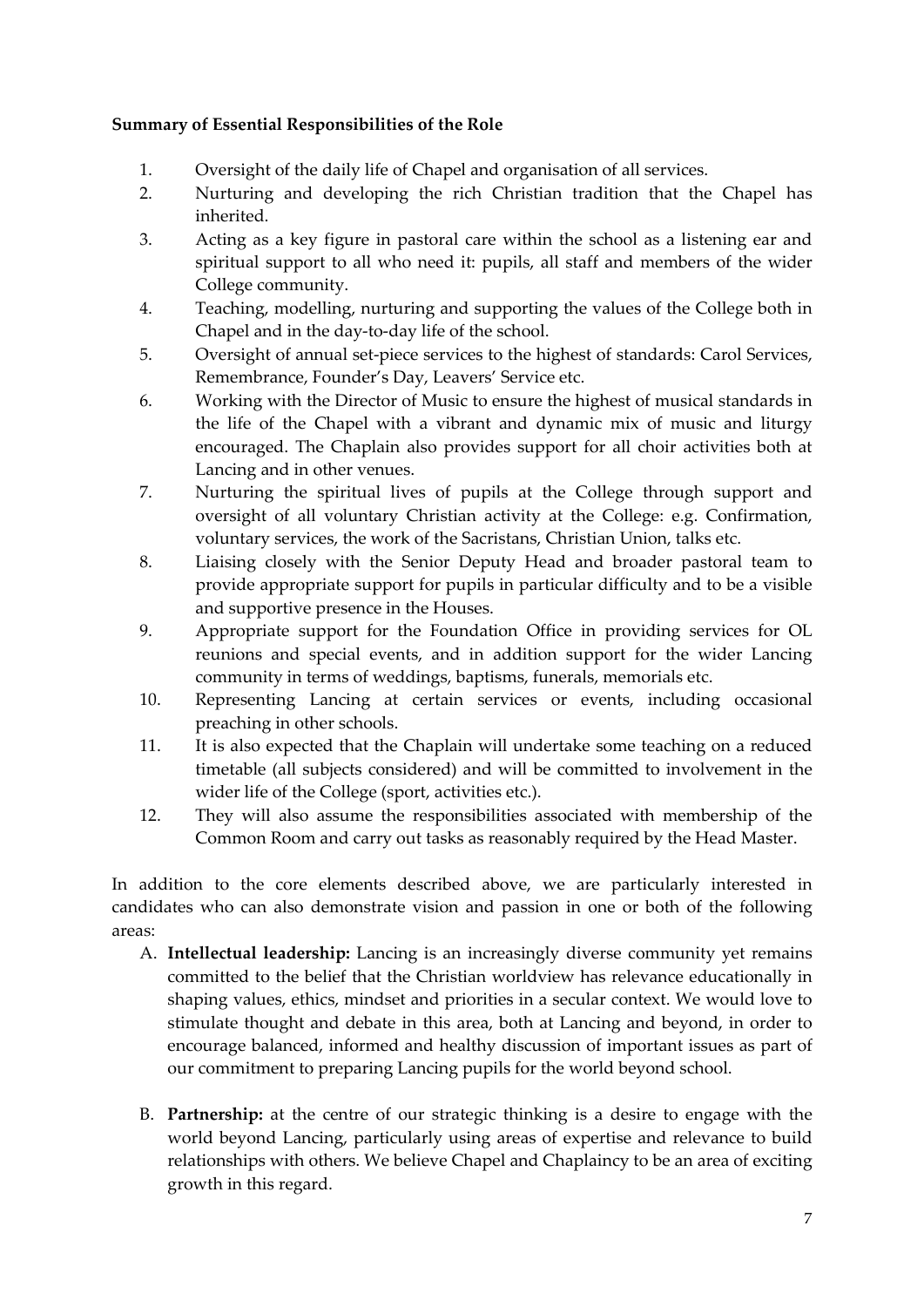**Summary of Essential Responsibilities of the Role**

1. Oversight of the daily life of Chapel and organisation of all services.
2. Nurturing and developing the rich Christian tradition that the Chapel has inherited.
3. Acting as a key figure in pastoral care within the school as a listening ear and spiritual support to all who need it: pupils, all staff and members of the wider College community.
4. Teaching, modelling, nurturing and supporting the values of the College both in Chapel and in the day-to-day life of the school.
5. Oversight of annual set-piece services to the highest of standards: Carol Services, Remembrance, Founder's Day, Leavers' Service etc.
6. Working with the Director of Music to ensure the highest of musical standards in the life of the Chapel with a vibrant and dynamic mix of music and liturgy encouraged. The Chaplain also provides support for all choir activities both at Lancing and in other venues.
7. Nurturing the spiritual lives of pupils at the College through support and oversight of all voluntary Christian activity at the College: e.g. Confirmation, voluntary services, the work of the Sacristans, Christian Union, talks etc.
8. Liaising closely with the Senior Deputy Head and broader pastoral team to provide appropriate support for pupils in particular difficulty and to be a visible and supportive presence in the Houses.
9. Appropriate support for the Foundation Office in providing services for OL reunions and special events, and in addition support for the wider Lancing community in terms of weddings, baptisms, funerals, memorials etc.
10. Representing Lancing at certain services or events, including occasional preaching in other schools.
11. It is also expected that the Chaplain will undertake some teaching on a reduced timetable (all subjects considered) and will be committed to involvement in the wider life of the College (sport, activities etc.).
12. They will also assume the responsibilities associated with membership of the Common Room and carry out tasks as reasonably required by the Head Master.

In addition to the core elements described above, we are particularly interested in candidates who can also demonstrate vision and passion in one or both of the following areas:

A. **Intellectual leadership:** Lancing is an increasingly diverse community yet remains committed to the belief that the Christian worldview has relevance educationally in shaping values, ethics, mindset and priorities in a secular context. We would love to stimulate thought and debate in this area, both at Lancing and beyond, in order to encourage balanced, informed and healthy discussion of important issues as part of our commitment to preparing Lancing pupils for the world beyond school.

B. **Partnership:** at the centre of our strategic thinking is a desire to engage with the world beyond Lancing, particularly using areas of expertise and relevance to build relationships with others. We believe Chapel and Chaplaincy to be an area of exciting growth in this regard.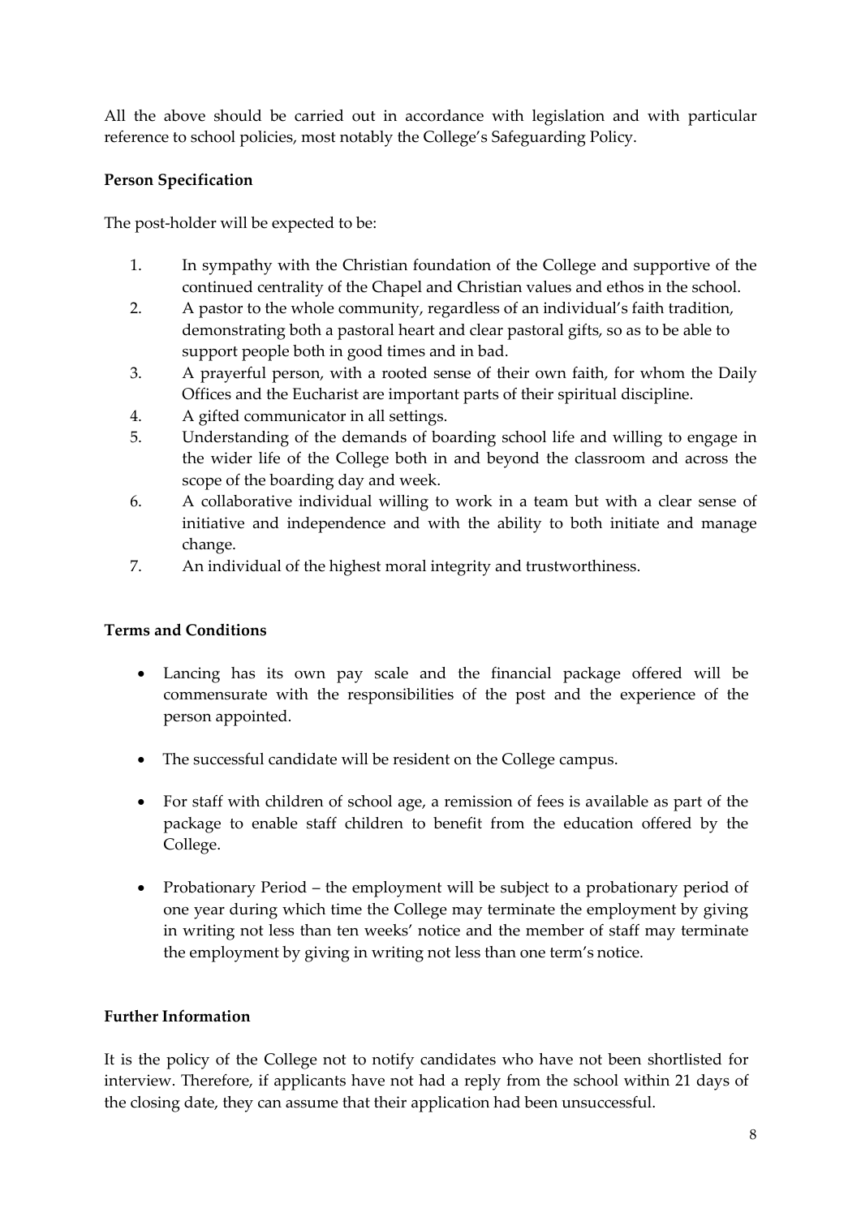All the above should be carried out in accordance with legislation and with particular reference to school policies, most notably the College's Safeguarding Policy.

**Person Specification**

The post-holder will be expected to be:

1. In sympathy with the Christian foundation of the College and supportive of the continued centrality of the Chapel and Christian values and ethos in the school.
2. A pastor to the whole community, regardless of an individual's faith tradition, demonstrating both a pastoral heart and clear pastoral gifts, so as to be able to support people both in good times and in bad.
3. A prayerful person, with a rooted sense of their own faith, for whom the Daily Offices and the Eucharist are important parts of their spiritual discipline.
4. A gifted communicator in all settings.
5. Understanding of the demands of boarding school life and willing to engage in the wider life of the College both in and beyond the classroom and across the scope of the boarding day and week.
6. A collaborative individual willing to work in a team but with a clear sense of initiative and independence and with the ability to both initiate and manage change.
7. An individual of the highest moral integrity and trustworthiness.

**Terms and Conditions**

- Lancing has its own pay scale and the financial package offered will be commensurate with the responsibilities of the post and the experience of the person appointed.
- The successful candidate will be resident on the College campus.
- For staff with children of school age, a remission of fees is available as part of the package to enable staff children to benefit from the education offered by the College.
- Probationary Period – the employment will be subject to a probationary period of one year during which time the College may terminate the employment by giving in writing not less than ten weeks' notice and the member of staff may terminate the employment by giving in writing not less than one term's notice.

**Further Information**

It is the policy of the College not to notify candidates who have not been shortlisted for interview. Therefore, if applicants have not had a reply from the school within 21 days of the closing date, they can assume that their application had been unsuccessful.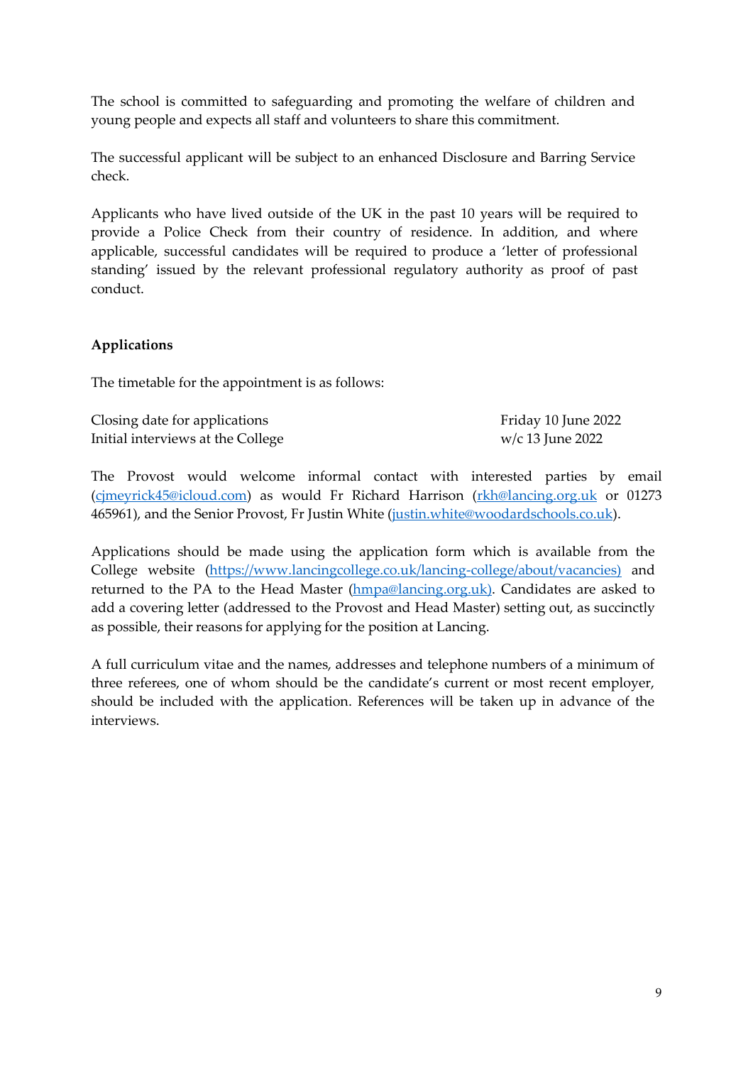The school is committed to safeguarding and promoting the welfare of children and young people and expects all staff and volunteers to share this commitment.

The successful applicant will be subject to an enhanced Disclosure and Barring Service check.

Applicants who have lived outside of the UK in the past 10 years will be required to provide a Police Check from their country of residence. In addition, and where applicable, successful candidates will be required to produce a 'letter of professional standing' issued by the relevant professional regulatory authority as proof of past conduct.

## Applications

The timetable for the appointment is as follows:

| | |
|---|---|
| Closing date for applications | Friday 10 June 2022 |
| Initial interviews at the College | w/c 13 June 2022 |

The Provost would welcome informal contact with interested parties by email (cjmeyrick45@icloud.com) as would Fr Richard Harrison (rkh@lancing.org.uk or 01273 465961), and the Senior Provost, Fr Justin White (justin.white@woodardschools.co.uk).

Applications should be made using the application form which is available from the College website (https://www.lancingcollege.co.uk/lancing-college/about/vacancies) and returned to the PA to the Head Master (hmpa@lancing.org.uk). Candidates are asked to add a covering letter (addressed to the Provost and Head Master) setting out, as succinctly as possible, their reasons for applying for the position at Lancing.

A full curriculum vitae and the names, addresses and telephone numbers of a minimum of three referees, one of whom should be the candidate's current or most recent employer, should be included with the application. References will be taken up in advance of the interviews.